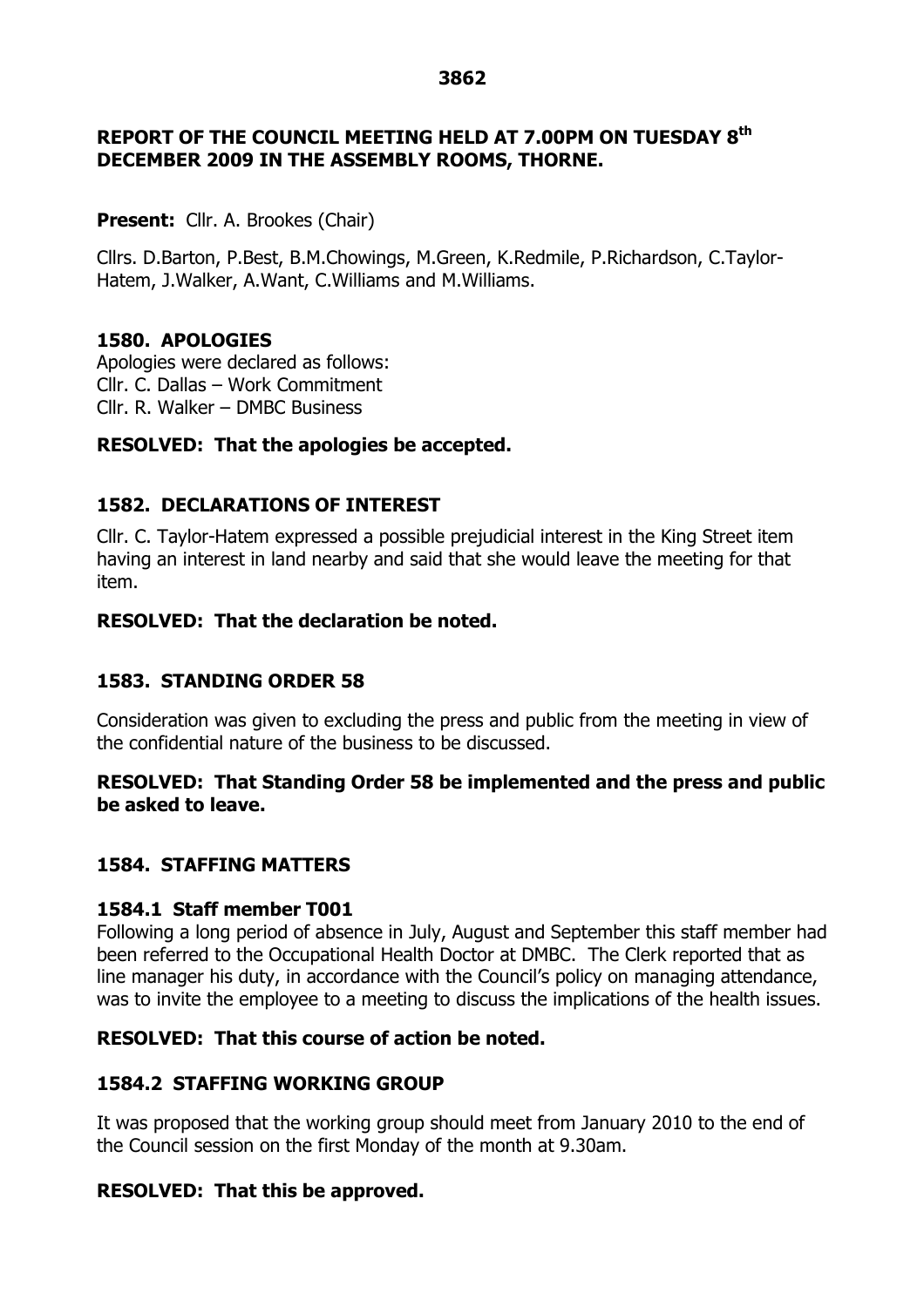## REPORT OF THE COUNCIL MEETING HELD AT 7.00PM ON TUESDAY 8th DECEMBER 2009 IN THE ASSEMBLY ROOMS, THORNE.

**Present:** Cllr. A. Brookes (Chair)

Cllrs. D.Barton, P.Best, B.M.Chowings, M.Green, K.Redmile, P.Richardson, C.Taylor-Hatem, J.Walker, A.Want, C.Williams and M.Williams.

### 1580. APOLOGIES

Apologies were declared as follows:
Cllr. C. Dallas – Work Commitment
Cllr. R. Walker – DMBC Business

**RESOLVED: That the apologies be accepted.**

### 1582. DECLARATIONS OF INTEREST

Cllr. C. Taylor-Hatem expressed a possible prejudicial interest in the King Street item having an interest in land nearby and said that she would leave the meeting for that item.

**RESOLVED: That the declaration be noted.**

### 1583. STANDING ORDER 58

Consideration was given to excluding the press and public from the meeting in view of the confidential nature of the business to be discussed.

**RESOLVED: That Standing Order 58 be implemented and the press and public be asked to leave.**

### 1584. STAFFING MATTERS

#### 1584.1 Staff member T001

Following a long period of absence in July, August and September this staff member had been referred to the Occupational Health Doctor at DMBC. The Clerk reported that as line manager his duty, in accordance with the Council's policy on managing attendance, was to invite the employee to a meeting to discuss the implications of the health issues.

**RESOLVED: That this course of action be noted.**

#### 1584.2 STAFFING WORKING GROUP

It was proposed that the working group should meet from January 2010 to the end of the Council session on the first Monday of the month at 9.30am.

**RESOLVED: That this be approved.**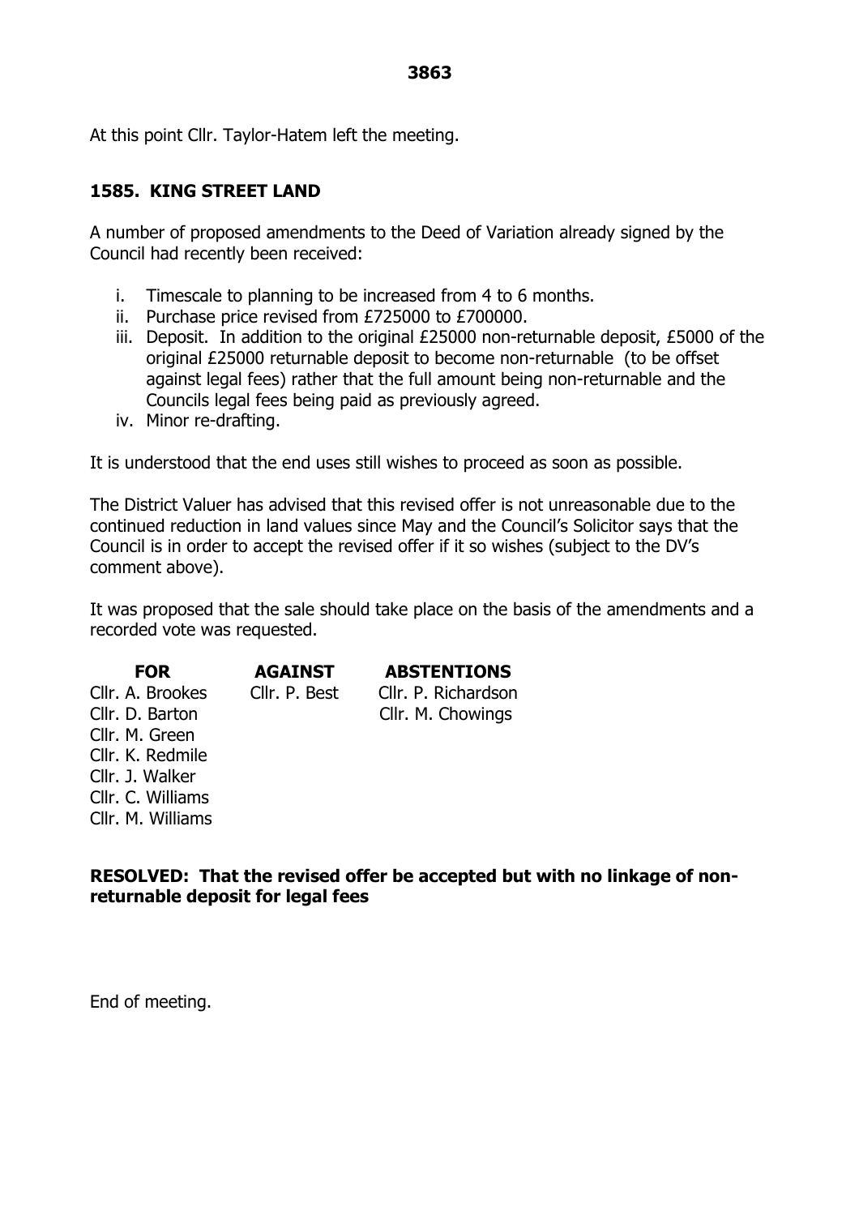At this point Cllr. Taylor-Hatem left the meeting.

## 1585. KING STREET LAND

A number of proposed amendments to the Deed of Variation already signed by the Council had recently been received:

i. Timescale to planning to be increased from 4 to 6 months.
ii. Purchase price revised from £725000 to £700000.
iii. Deposit. In addition to the original £25000 non-returnable deposit, £5000 of the original £25000 returnable deposit to become non-returnable (to be offset against legal fees) rather that the full amount being non-returnable and the Councils legal fees being paid as previously agreed.
iv. Minor re-drafting.

It is understood that the end uses still wishes to proceed as soon as possible.

The District Valuer has advised that this revised offer is not unreasonable due to the continued reduction in land values since May and the Council's Solicitor says that the Council is in order to accept the revised offer if it so wishes (subject to the DV's comment above).

It was proposed that the sale should take place on the basis of the amendments and a recorded vote was requested.

| FOR | AGAINST | ABSTENTIONS |
|---|---|---|
| Cllr. A. Brookes | Cllr. P. Best | Cllr. P. Richardson |
| Cllr. D. Barton | | Cllr. M. Chowings |
| Cllr. M. Green | | |
| Cllr. K. Redmile | | |
| Cllr. J. Walker | | |
| Cllr. C. Williams | | |
| Cllr. M. Williams | | |

**RESOLVED: That the revised offer be accepted but with no linkage of non-returnable deposit for legal fees**

End of meeting.